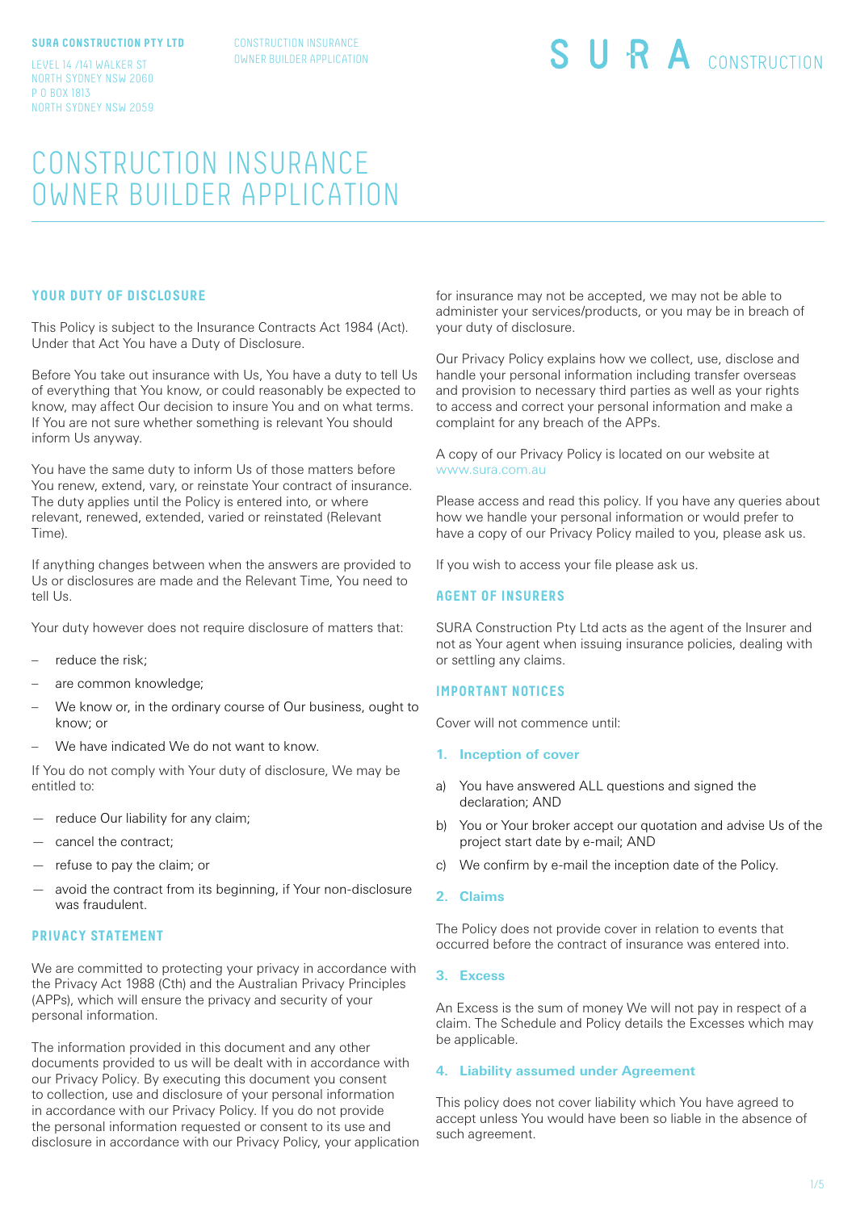**SURA CONSTRUCTION PTY LTD**

LEVEL 14 /141 WALKER ST
NORTH SYDNEY NSW 2060
P O BOX 1813
NORTH SYDNEY NSW 2059

CONSTRUCTION INSURANCE
OWNER BUILDER APPLICATION

SURA CONSTRUCTION

# CONSTRUCTION INSURANCE OWNER BUILDER APPLICATION

## YOUR DUTY OF DISCLOSURE

This Policy is subject to the Insurance Contracts Act 1984 (Act). Under that Act You have a Duty of Disclosure.

Before You take out insurance with Us, You have a duty to tell Us of everything that You know, or could reasonably be expected to know, may affect Our decision to insure You and on what terms. If You are not sure whether something is relevant You should inform Us anyway.

You have the same duty to inform Us of those matters before You renew, extend, vary, or reinstate Your contract of insurance. The duty applies until the Policy is entered into, or where relevant, renewed, extended, varied or reinstated (Relevant Time).

If anything changes between when the answers are provided to Us or disclosures are made and the Relevant Time, You need to tell Us.

Your duty however does not require disclosure of matters that:

- reduce the risk;
- are common knowledge;
- We know or, in the ordinary course of Our business, ought to know; or
- We have indicated We do not want to know.

If You do not comply with Your duty of disclosure, We may be entitled to:

- reduce Our liability for any claim;
- cancel the contract;
- refuse to pay the claim; or
- avoid the contract from its beginning, if Your non-disclosure was fraudulent.

## PRIVACY STATEMENT

We are committed to protecting your privacy in accordance with the Privacy Act 1988 (Cth) and the Australian Privacy Principles (APPs), which will ensure the privacy and security of your personal information.

The information provided in this document and any other documents provided to us will be dealt with in accordance with our Privacy Policy. By executing this document you consent to collection, use and disclosure of your personal information in accordance with our Privacy Policy. If you do not provide the personal information requested or consent to its use and disclosure in accordance with our Privacy Policy, your application for insurance may not be accepted, we may not be able to administer your services/products, or you may be in breach of your duty of disclosure.

Our Privacy Policy explains how we collect, use, disclose and handle your personal information including transfer overseas and provision to necessary third parties as well as your rights to access and correct your personal information and make a complaint for any breach of the APPs.

A copy of our Privacy Policy is located on our website at www.sura.com.au

Please access and read this policy. If you have any queries about how we handle your personal information or would prefer to have a copy of our Privacy Policy mailed to you, please ask us.

If you wish to access your file please ask us.

## AGENT OF INSURERS

SURA Construction Pty Ltd acts as the agent of the Insurer and not as Your agent when issuing insurance policies, dealing with or settling any claims.

## IMPORTANT NOTICES

Cover will not commence until:

**1. Inception of cover**

a) You have answered ALL questions and signed the declaration; AND

b) You or Your broker accept our quotation and advise Us of the project start date by e-mail; AND

c) We confirm by e-mail the inception date of the Policy.

**2. Claims**

The Policy does not provide cover in relation to events that occurred before the contract of insurance was entered into.

**3. Excess**

An Excess is the sum of money We will not pay in respect of a claim. The Schedule and Policy details the Excesses which may be applicable.

**4. Liability assumed under Agreement**

This policy does not cover liability which You have agreed to accept unless You would have been so liable in the absence of such agreement.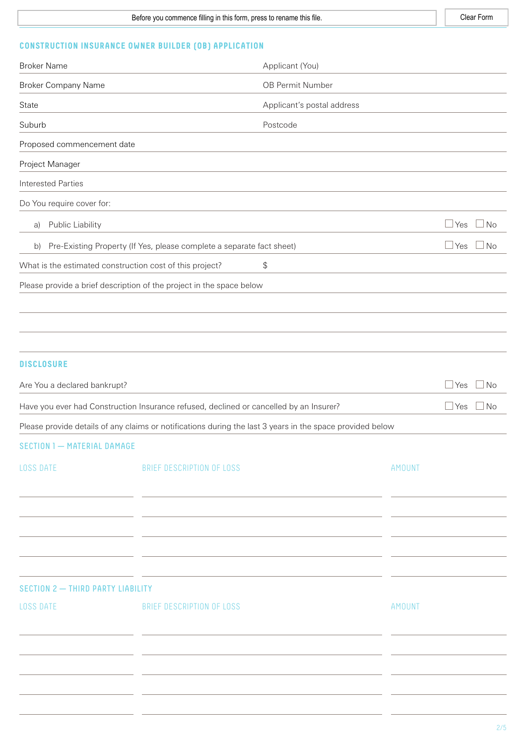Before you commence filling in this form, press to rename this file. | Clear Form

## CONSTRUCTION INSURANCE OWNER BUILDER (OB) APPLICATION

| | |
|---|---|
| Broker Name | Applicant (You) |
| Broker Company Name | OB Permit Number |
| State | Applicant's postal address |
| Suburb | Postcode |

Proposed commencement date

Project Manager

Interested Parties

Do You require cover for:

a) Public Liability ☐ Yes ☐ No

b) Pre-Existing Property (If Yes, please complete a separate fact sheet) ☐ Yes ☐ No

What is the estimated construction cost of this project? $

Please provide a brief description of the project in the space below

## DISCLOSURE

Are You a declared bankrupt? ☐ Yes ☐ No

Have you ever had Construction Insurance refused, declined or cancelled by an Insurer? ☐ Yes ☐ No

Please provide details of any claims or notifications during the last 3 years in the space provided below

### SECTION 1 — MATERIAL DAMAGE

| LOSS DATE | BRIEF DESCRIPTION OF LOSS | AMOUNT |
|---|---|---|
| | | |
| | | |
| | | |
| | | |
| | | |

### SECTION 2 — THIRD PARTY LIABILITY

| LOSS DATE | BRIEF DESCRIPTION OF LOSS | AMOUNT |
|---|---|---|
| | | |
| | | |
| | | |
| | | |
| | | |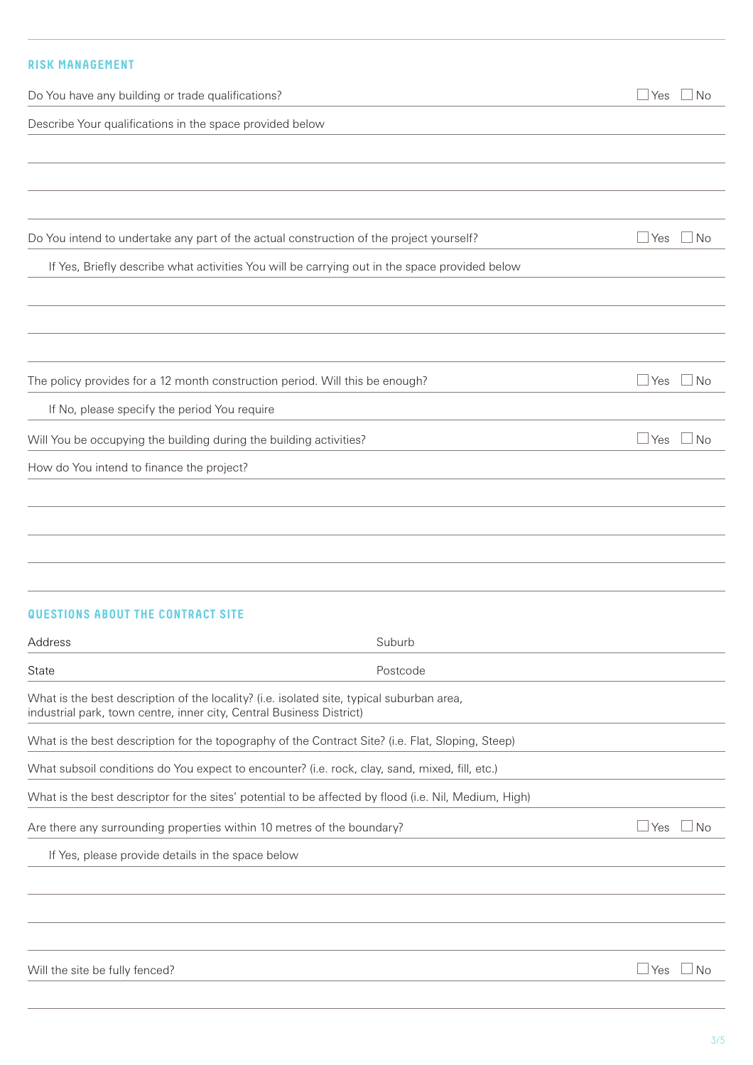## RISK MANAGEMENT

Do You have any building or trade qualifications? ☐ Yes ☐ No

Describe Your qualifications in the space provided below

Do You intend to undertake any part of the actual construction of the project yourself? ☐ Yes ☐ No

If Yes, Briefly describe what activities You will be carrying out in the space provided below

The policy provides for a 12 month construction period. Will this be enough? ☐ Yes ☐ No

If No, please specify the period You require

Will You be occupying the building during the building activities? ☐ Yes ☐ No

How do You intend to finance the project?

## QUESTIONS ABOUT THE CONTRACT SITE

| Address | Suburb |
|---|---|
| State | Postcode |

What is the best description of the locality? (i.e. isolated site, typical suburban area, industrial park, town centre, inner city, Central Business District)

What is the best description for the topography of the Contract Site? (i.e. Flat, Sloping, Steep)

What subsoil conditions do You expect to encounter? (i.e. rock, clay, sand, mixed, fill, etc.)

What is the best descriptor for the sites' potential to be affected by flood (i.e. Nil, Medium, High)

Are there any surrounding properties within 10 metres of the boundary? ☐ Yes ☐ No

If Yes, please provide details in the space below

Will the site be fully fenced? ☐ Yes ☐ No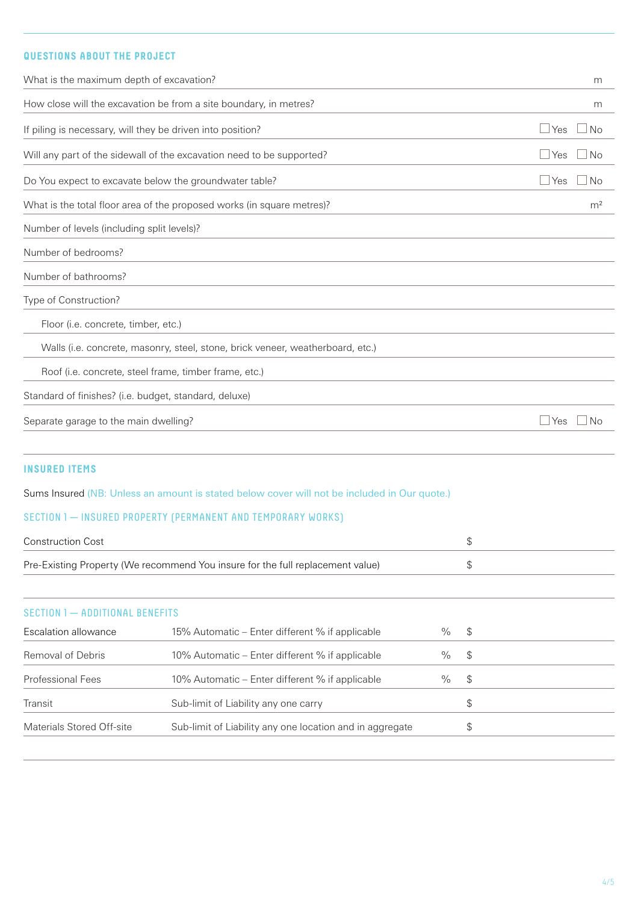## QUESTIONS ABOUT THE PROJECT

| | |
|---|---|
| What is the maximum depth of excavation? | m |
| How close will the excavation be from a site boundary, in metres? | m |
| If piling is necessary, will they be driven into position? | ☐ Yes ☐ No |
| Will any part of the sidewall of the excavation need to be supported? | ☐ Yes ☐ No |
| Do You expect to excavate below the groundwater table? | ☐ Yes ☐ No |
| What is the total floor area of the proposed works (in square metres)? | $m^2$ |
| Number of levels (including split levels)? | |
| Number of bedrooms? | |
| Number of bathrooms? | |
| Type of Construction? | |
| Floor (i.e. concrete, timber, etc.) | |
| Walls (i.e. concrete, masonry, steel, stone, brick veneer, weatherboard, etc.) | |
| Roof (i.e. concrete, steel frame, timber frame, etc.) | |
| Standard of finishes? (i.e. budget, standard, deluxe) | |
| Separate garage to the main dwelling? | ☐ Yes ☐ No |

## INSURED ITEMS

Sums Insured (NB: Unless an amount is stated below cover will not be included in Our quote.)

### SECTION 1 — INSURED PROPERTY (PERMANENT AND TEMPORARY WORKS)

| | |
|---|---|
| Construction Cost | $ |
| Pre-Existing Property (We recommend You insure for the full replacement value) | $ |

### SECTION 1 — ADDITIONAL BENEFITS

| | | | |
|---|---|---|---|
| Escalation allowance | 15% Automatic – Enter different % if applicable | % | $ |
| Removal of Debris | 10% Automatic – Enter different % if applicable | % | $ |
| Professional Fees | 10% Automatic – Enter different % if applicable | % | $ |
| Transit | Sub-limit of Liability any one carry | | $ |
| Materials Stored Off-site | Sub-limit of Liability any one location and in aggregate | | $ |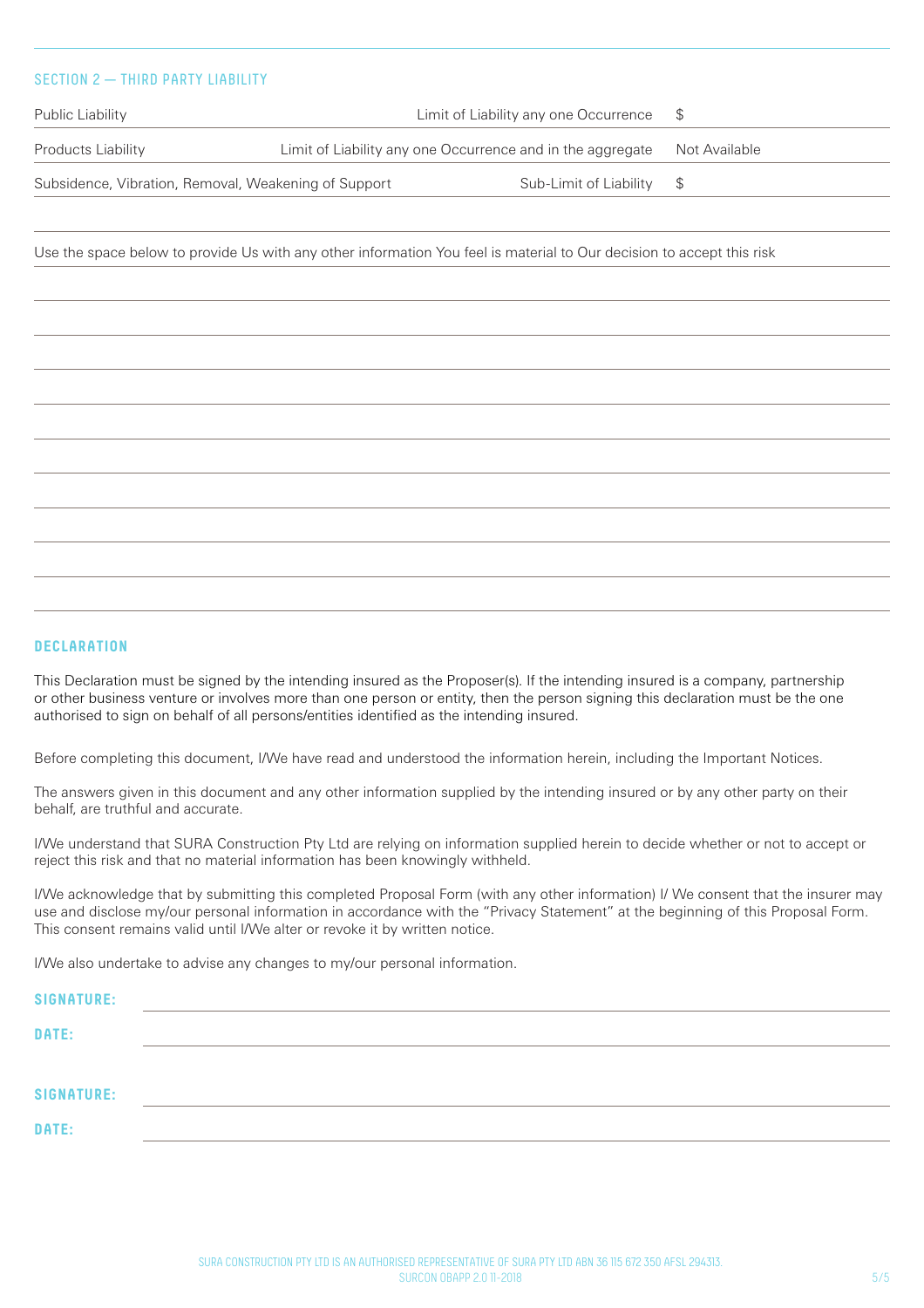## SECTION 2 — THIRD PARTY LIABILITY

| | | |
|---|---|---|
| Public Liability | Limit of Liability any one Occurrence | $ |
| Products Liability | Limit of Liability any one Occurrence and in the aggregate | Not Available |
| Subsidence, Vibration, Removal, Weakening of Support | Sub-Limit of Liability | $ |

Use the space below to provide Us with any other information You feel is material to Our decision to accept this risk

## DECLARATION

This Declaration must be signed by the intending insured as the Proposer(s). If the intending insured is a company, partnership or other business venture or involves more than one person or entity, then the person signing this declaration must be the one authorised to sign on behalf of all persons/entities identified as the intending insured.

Before completing this document, I/We have read and understood the information herein, including the Important Notices.

The answers given in this document and any other information supplied by the intending insured or by any other party on their behalf, are truthful and accurate.

I/We understand that SURA Construction Pty Ltd are relying on information supplied herein to decide whether or not to accept or reject this risk and that no material information has been knowingly withheld.

I/We acknowledge that by submitting this completed Proposal Form (with any other information) I/ We consent that the insurer may use and disclose my/our personal information in accordance with the "Privacy Statement" at the beginning of this Proposal Form. This consent remains valid until I/We alter or revoke it by written notice.

I/We also undertake to advise any changes to my/our personal information.

**SIGNATURE:**

**DATE:**

**SIGNATURE:**

**DATE:**

SURA CONSTRUCTION PTY LTD IS AN AUTHORISED REPRESENTATIVE OF SURA PTY LTD ABN 36 115 672 350 AFSL 294313.
SURCON OBAPP 2.0 11-2018